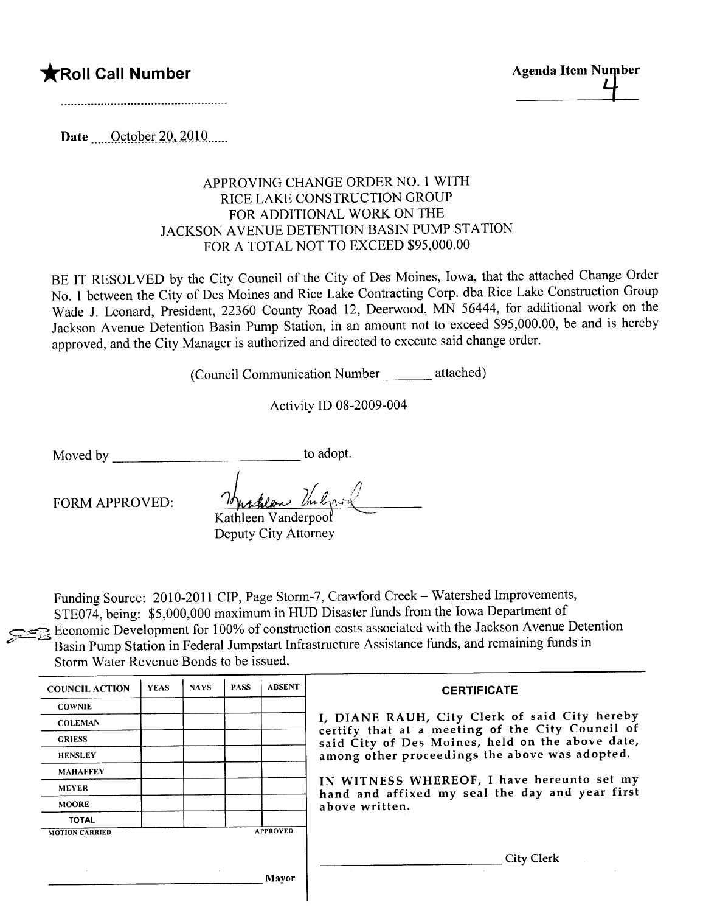★**Roll Call Number**

..........................................................

**Agenda Item Number**

4

Date ......October 20, 2010......

APPROVING CHANGE ORDER NO. 1 WITH
RICE LAKE CONSTRUCTION GROUP
FOR ADDITIONAL WORK ON THE
JACKSON AVENUE DETENTION BASIN PUMP STATION
FOR A TOTAL NOT TO EXCEED $95,000.00

BE IT RESOLVED by the City Council of the City of Des Moines, Iowa, that the attached Change Order No. 1 between the City of Des Moines and Rice Lake Contracting Corp. dba Rice Lake Construction Group Wade J. Leonard, President, 22360 County Road 12, Deerwood, MN 56444, for additional work on the Jackson Avenue Detention Basin Pump Station, in an amount not to exceed $95,000.00, be and is hereby approved, and the City Manager is authorized and directed to execute said change order.

(Council Communication Number _______ attached)

Activity ID 08-2009-004

Moved by ___________________________ to adopt.

FORM APPROVED:

Kathleen Vanderpool
Deputy City Attorney

Funding Source: 2010-2011 CIP, Page Storm-7, Crawford Creek – Watershed Improvements, STE074, being: $5,000,000 maximum in HUD Disaster funds from the Iowa Department of Economic Development for 100% of construction costs associated with the Jackson Avenue Detention Basin Pump Station in Federal Jumpstart Infrastructure Assistance funds, and remaining funds in Storm Water Revenue Bonds to be issued.

| COUNCIL ACTION | YEAS | NAYS | PASS | ABSENT |
|---|---|---|---|---|
| COWNIE | | | | |
| COLEMAN | | | | |
| GRIESS | | | | |
| HENSLEY | | | | |
| MAHAFFEY | | | | |
| MEYER | | | | |
| MOORE | | | | |
| TOTAL | | | | |

MOTION CARRIED APPROVED

___________________________ Mayor

**CERTIFICATE**

I, DIANE RAUH, City Clerk of said City hereby certify that at a meeting of the City Council of said City of Des Moines, held on the above date, among other proceedings the above was adopted.

IN WITNESS WHEREOF, I have hereunto set my hand and affixed my seal the day and year first above written.

___________________________ City Clerk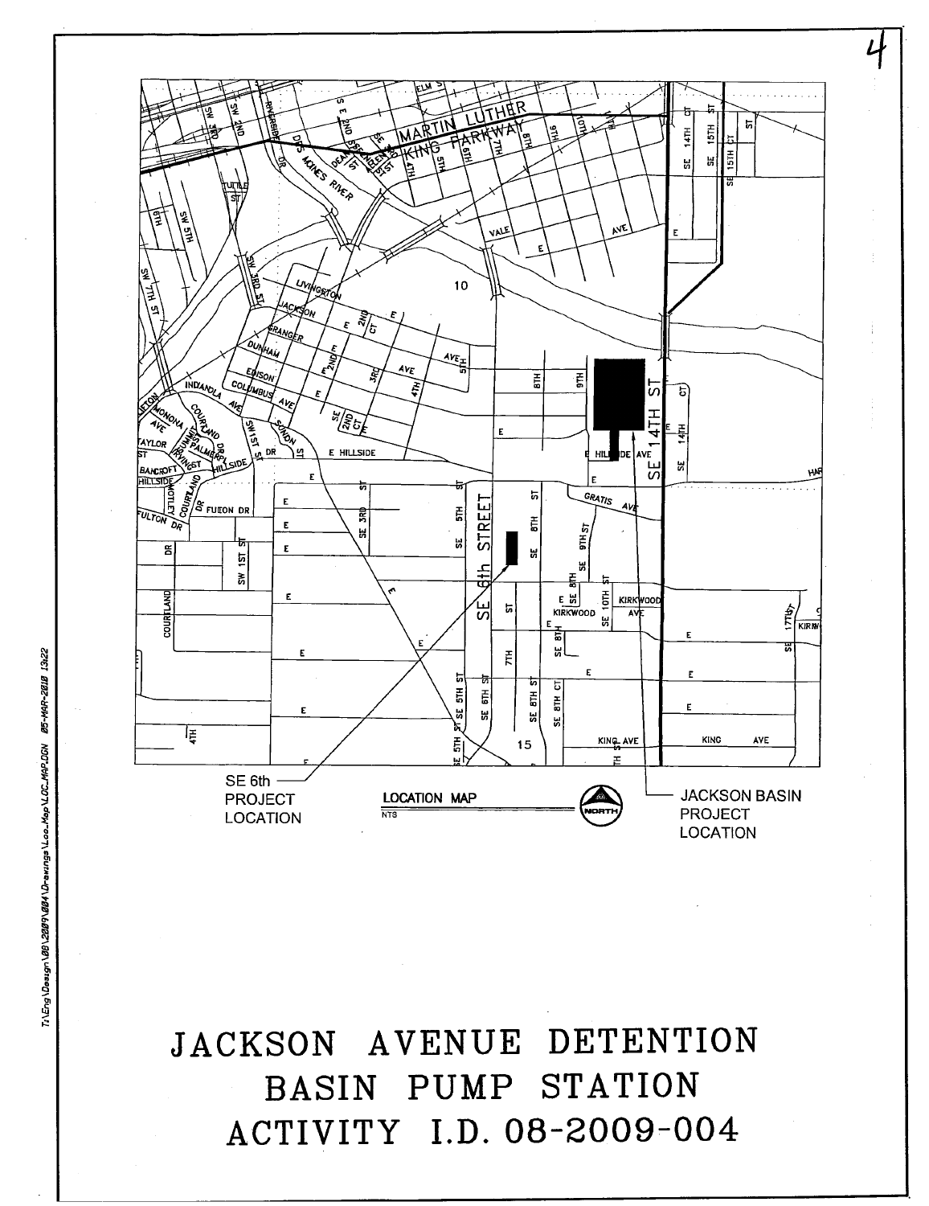SE 6th PROJECT LOCATION

LOCATION MAP

NTS

NORTH

JACKSON BASIN PROJECT LOCATION

# JACKSON AVENUE DETENTION BASIN PUMP STATION ACTIVITY I.D. 08-2009-004